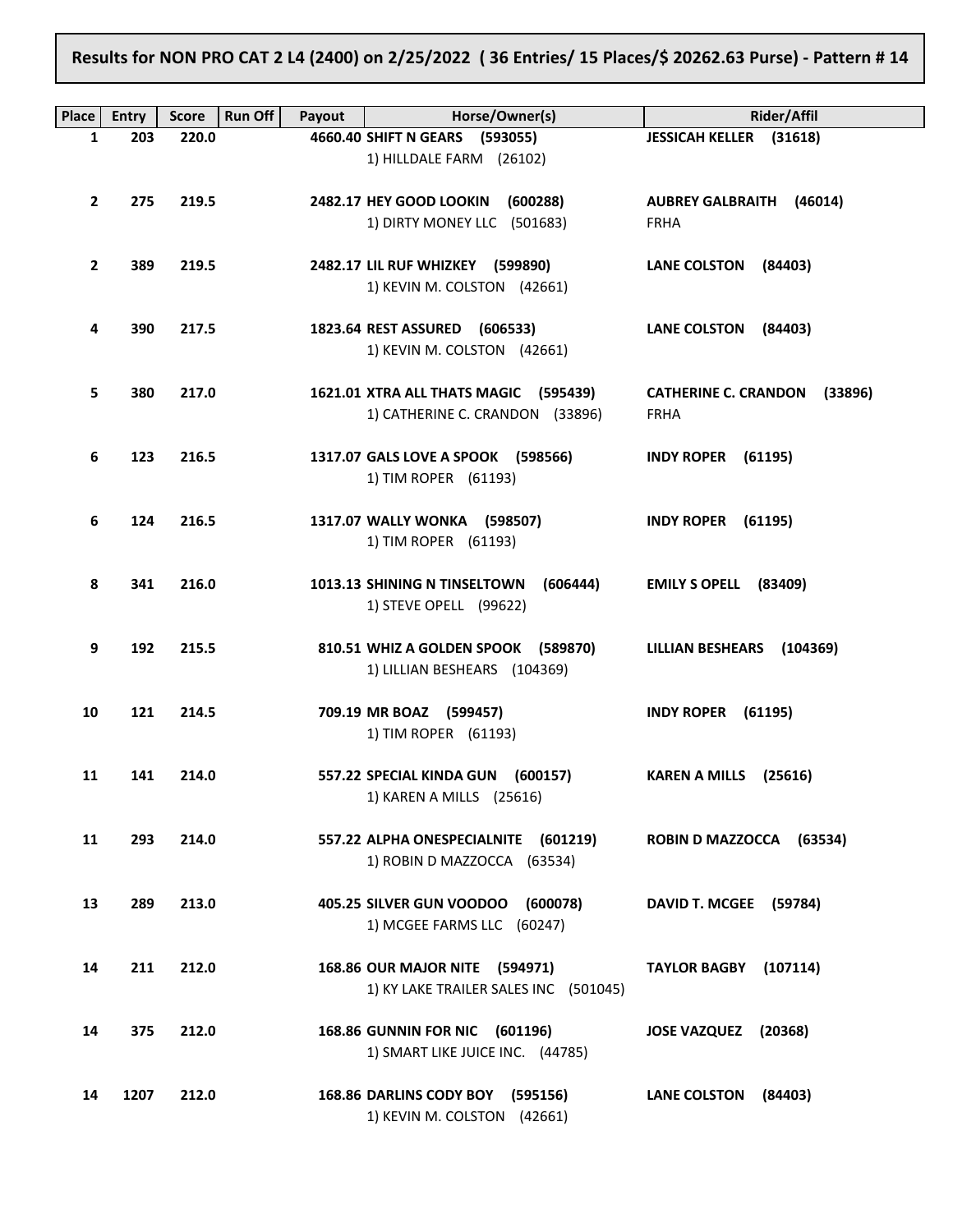**Results for NON PRO CAT 2 L4 (2400) on 2/25/2022 ( 36 Entries/ 15 Places/$ 20262.63 Purse) - Pattern # 14**

| Place | Entry | Score | Run Off | Payout | Horse/Owner(s) | Rider/Affil |
|---|---|---|---|---|---|---|
| 1 | 203 | 220.0 | | 4660.40 | **SHIFT N GEARS (593055)**<br>1) HILLDALE FARM (26102) | **JESSICAH KELLER (31618)** |
| 2 | 275 | 219.5 | | 2482.17 | **HEY GOOD LOOKIN (600288)**<br>1) DIRTY MONEY LLC (501683) | **AUBREY GALBRAITH (46014)**<br>FRHA |
| 2 | 389 | 219.5 | | 2482.17 | **LIL RUF WHIZKEY (599890)**<br>1) KEVIN M. COLSTON (42661) | **LANE COLSTON (84403)** |
| 4 | 390 | 217.5 | | 1823.64 | **REST ASSURED (606533)**<br>1) KEVIN M. COLSTON (42661) | **LANE COLSTON (84403)** |
| 5 | 380 | 217.0 | | 1621.01 | **XTRA ALL THATS MAGIC (595439)**<br>1) CATHERINE C. CRANDON (33896) | **CATHERINE C. CRANDON (33896)**<br>FRHA |
| 6 | 123 | 216.5 | | 1317.07 | **GALS LOVE A SPOOK (598566)**<br>1) TIM ROPER (61193) | **INDY ROPER (61195)** |
| 6 | 124 | 216.5 | | 1317.07 | **WALLY WONKA (598507)**<br>1) TIM ROPER (61193) | **INDY ROPER (61195)** |
| 8 | 341 | 216.0 | | 1013.13 | **SHINING N TINSELTOWN (606444)**<br>1) STEVE OPELL (99622) | **EMILY S OPELL (83409)** |
| 9 | 192 | 215.5 | | 810.51 | **WHIZ A GOLDEN SPOOK (589870)**<br>1) LILLIAN BESHEARS (104369) | **LILLIAN BESHEARS (104369)** |
| 10 | 121 | 214.5 | | 709.19 | **MR BOAZ (599457)**<br>1) TIM ROPER (61193) | **INDY ROPER (61195)** |
| 11 | 141 | 214.0 | | 557.22 | **SPECIAL KINDA GUN (600157)**<br>1) KAREN A MILLS (25616) | **KAREN A MILLS (25616)** |
| 11 | 293 | 214.0 | | 557.22 | **ALPHA ONESPECIALNITE (601219)**<br>1) ROBIN D MAZZOCCA (63534) | **ROBIN D MAZZOCCA (63534)** |
| 13 | 289 | 213.0 | | 405.25 | **SILVER GUN VOODOO (600078)**<br>1) MCGEE FARMS LLC (60247) | **DAVID T. MCGEE (59784)** |
| 14 | 211 | 212.0 | | 168.86 | **OUR MAJOR NITE (594971)**<br>1) KY LAKE TRAILER SALES INC (501045) | **TAYLOR BAGBY (107114)** |
| 14 | 375 | 212.0 | | 168.86 | **GUNNIN FOR NIC (601196)**<br>1) SMART LIKE JUICE INC. (44785) | **JOSE VAZQUEZ (20368)** |
| 14 | 1207 | 212.0 | | 168.86 | **DARLINS CODY BOY (595156)**<br>1) KEVIN M. COLSTON (42661) | **LANE COLSTON (84403)** |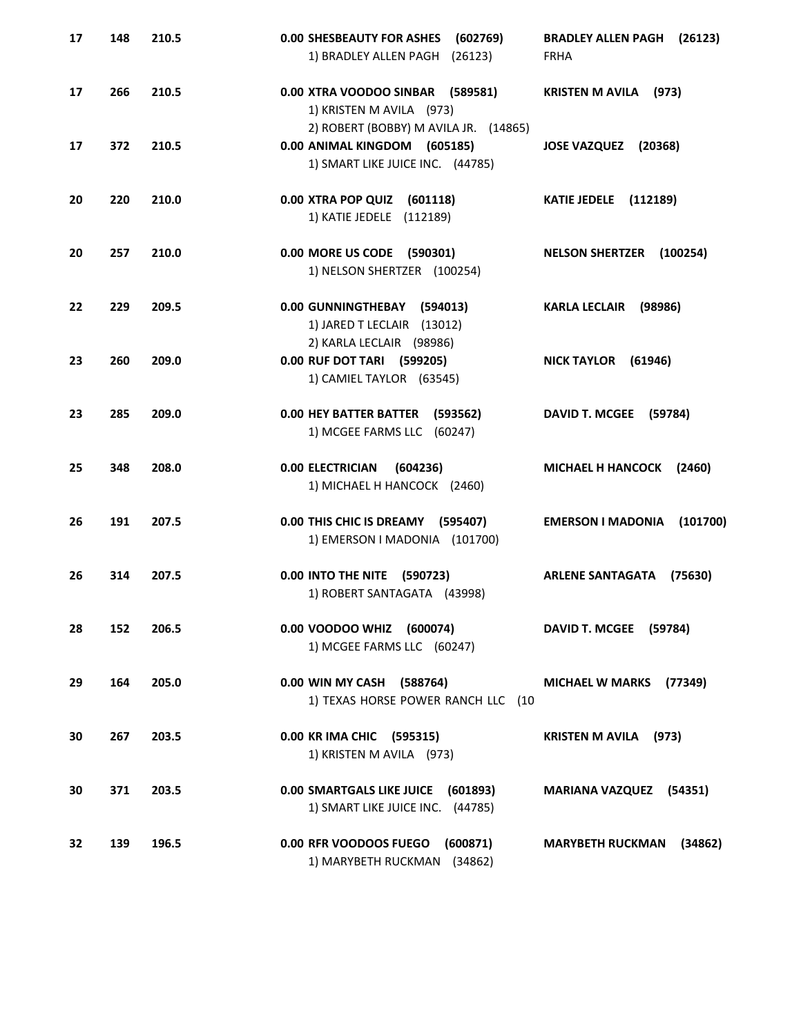| | | | | |
|---|---|---|---|---|
| 17 | 148 | 210.5 | **0.00 SHESBEAUTY FOR ASHES (602769)**<br>1) BRADLEY ALLEN PAGH (26123) | **BRADLEY ALLEN PAGH (26123)**<br>FRHA |
| 17 | 266 | 210.5 | **0.00 XTRA VOODOO SINBAR (589581)**<br>1) KRISTEN M AVILA (973)<br>2) ROBERT (BOBBY) M AVILA JR. (14865) | **KRISTEN M AVILA (973)** |
| 17 | 372 | 210.5 | **0.00 ANIMAL KINGDOM (605185)**<br>1) SMART LIKE JUICE INC. (44785) | **JOSE VAZQUEZ (20368)** |
| 20 | 220 | 210.0 | **0.00 XTRA POP QUIZ (601118)**<br>1) KATIE JEDELE (112189) | **KATIE JEDELE (112189)** |
| 20 | 257 | 210.0 | **0.00 MORE US CODE (590301)**<br>1) NELSON SHERTZER (100254) | **NELSON SHERTZER (100254)** |
| 22 | 229 | 209.5 | **0.00 GUNNINGTHEBAY (594013)**<br>1) JARED T LECLAIR (13012)<br>2) KARLA LECLAIR (98986) | **KARLA LECLAIR (98986)** |
| 23 | 260 | 209.0 | **0.00 RUF DOT TARI (599205)**<br>1) CAMIEL TAYLOR (63545) | **NICK TAYLOR (61946)** |
| 23 | 285 | 209.0 | **0.00 HEY BATTER BATTER (593562)**<br>1) MCGEE FARMS LLC (60247) | **DAVID T. MCGEE (59784)** |
| 25 | 348 | 208.0 | **0.00 ELECTRICIAN (604236)**<br>1) MICHAEL H HANCOCK (2460) | **MICHAEL H HANCOCK (2460)** |
| 26 | 191 | 207.5 | **0.00 THIS CHIC IS DREAMY (595407)**<br>1) EMERSON I MADONIA (101700) | **EMERSON I MADONIA (101700)** |
| 26 | 314 | 207.5 | **0.00 INTO THE NITE (590723)**<br>1) ROBERT SANTAGATA (43998) | **ARLENE SANTAGATA (75630)** |
| 28 | 152 | 206.5 | **0.00 VOODOO WHIZ (600074)**<br>1) MCGEE FARMS LLC (60247) | **DAVID T. MCGEE (59784)** |
| 29 | 164 | 205.0 | **0.00 WIN MY CASH (588764)**<br>1) TEXAS HORSE POWER RANCH LLC (10 | **MICHAEL W MARKS (77349)** |
| 30 | 267 | 203.5 | **0.00 KR IMA CHIC (595315)**<br>1) KRISTEN M AVILA (973) | **KRISTEN M AVILA (973)** |
| 30 | 371 | 203.5 | **0.00 SMARTGALS LIKE JUICE (601893)**<br>1) SMART LIKE JUICE INC. (44785) | **MARIANA VAZQUEZ (54351)** |
| 32 | 139 | 196.5 | **0.00 RFR VOODOOS FUEGO (600871)**<br>1) MARYBETH RUCKMAN (34862) | **MARYBETH RUCKMAN (34862)** |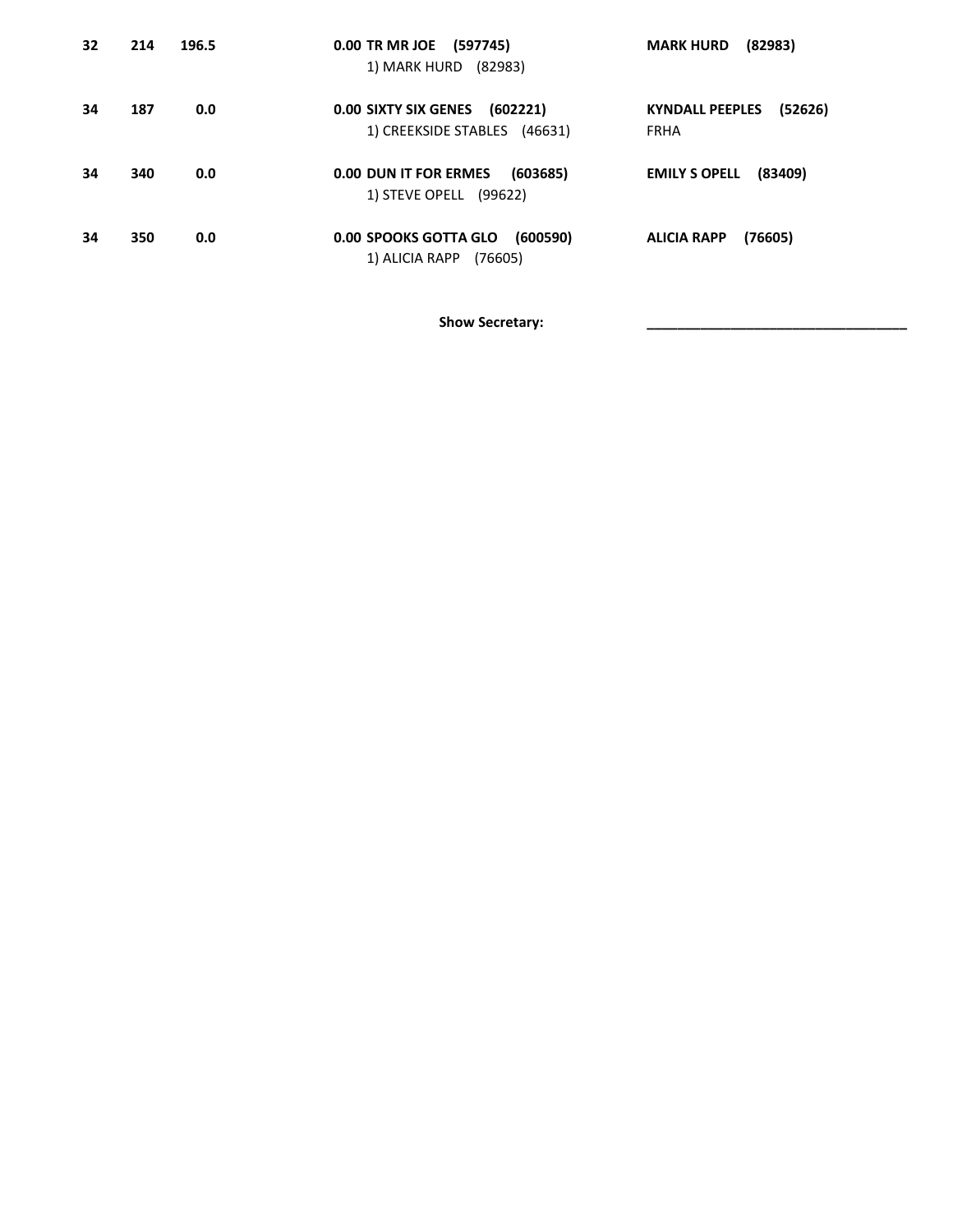| | | | | |
|---|---|---|---|---|
| 32 | 214 | 196.5 | 0.00 **TR MR JOE (597745)**<br>1) MARK HURD (82983) | **MARK HURD (82983)** |
| 34 | 187 | 0.0 | 0.00 **SIXTY SIX GENES (602221)**<br>1) CREEKSIDE STABLES (46631) | **KYNDALL PEEPLES (52626)**<br>FRHA |
| 34 | 340 | 0.0 | 0.00 **DUN IT FOR ERMES (603685)**<br>1) STEVE OPELL (99622) | **EMILY S OPELL (83409)** |
| 34 | 350 | 0.0 | 0.00 **SPOOKS GOTTA GLO (600590)**<br>1) ALICIA RAPP (76605) | **ALICIA RAPP (76605)** |

**Show Secretary:** ________________________________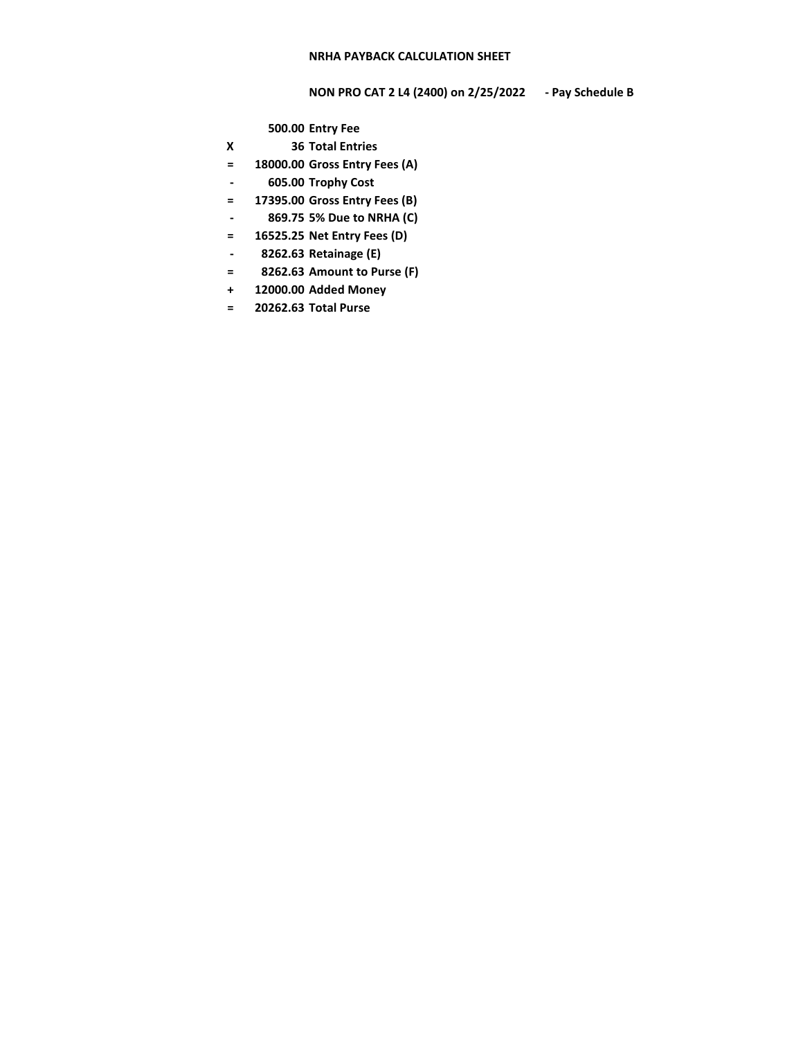**NRHA PAYBACK CALCULATION SHEET**

**NON PRO CAT 2 L4 (2400) on 2/25/2022 - Pay Schedule B**

| | | |
|---|---|---|
| | 500.00 | Entry Fee |
| X | 36 | Total Entries |
| = | 18000.00 | Gross Entry Fees (A) |
| - | 605.00 | Trophy Cost |
| = | 17395.00 | Gross Entry Fees (B) |
| - | 869.75 | 5% Due to NRHA (C) |
| = | 16525.25 | Net Entry Fees (D) |
| - | 8262.63 | Retainage (E) |
| = | 8262.63 | Amount to Purse (F) |
| + | 12000.00 | Added Money |
| = | 20262.63 | Total Purse |